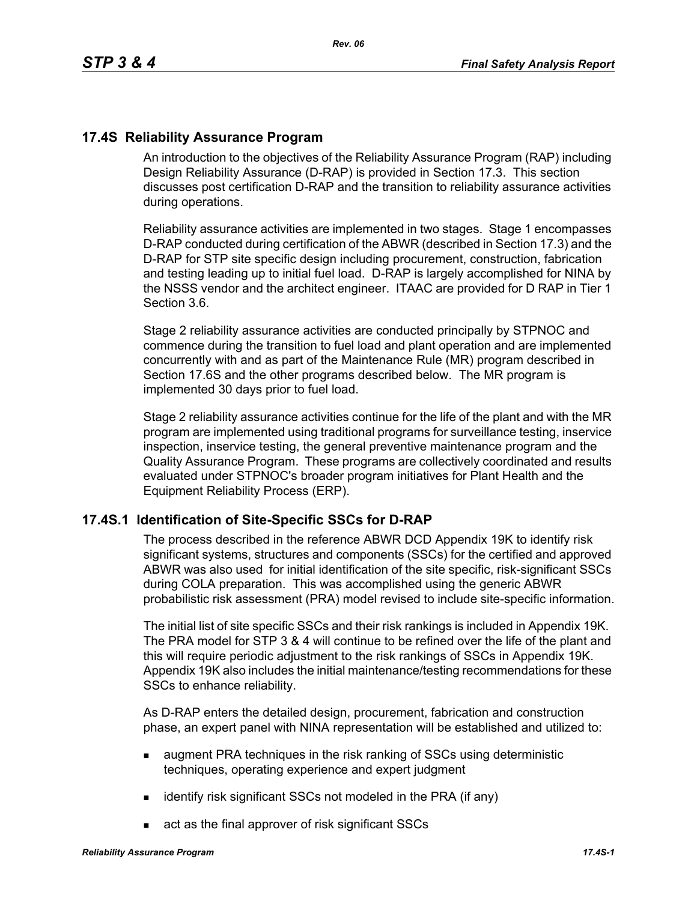## 17.4S Reliability Assurance Program

An introduction to the objectives of the Reliability Assurance Program (RAP) including Design Reliability Assurance (D-RAP) is provided in Section 17.3. This section discusses post certification D-RAP and the transition to reliability assurance activities during operations.

Reliability assurance activities are implemented in two stages. Stage 1 encompasses D-RAP conducted during certification of the ABWR (described in Section 17.3) and the D-RAP for STP site specific design including procurement, construction, fabrication and testing leading up to initial fuel load. D-RAP is largely accomplished for NINA by the NSSS vendor and the architect engineer. ITAAC are provided for D RAP in Tier 1 Section 3.6.

Stage 2 reliability assurance activities are conducted principally by STPNOC and commence during the transition to fuel load and plant operation and are implemented concurrently with and as part of the Maintenance Rule (MR) program described in Section 17.6S and the other programs described below. The MR program is implemented 30 days prior to fuel load.

Stage 2 reliability assurance activities continue for the life of the plant and with the MR program are implemented using traditional programs for surveillance testing, inservice inspection, inservice testing, the general preventive maintenance program and the Quality Assurance Program. These programs are collectively coordinated and results evaluated under STPNOC's broader program initiatives for Plant Health and the Equipment Reliability Process (ERP).

### 17.4S.1 Identification of Site-Specific SSCs for D-RAP

The process described in the reference ABWR DCD Appendix 19K to identify risk significant systems, structures and components (SSCs) for the certified and approved ABWR was also used for initial identification of the site specific, risk-significant SSCs during COLA preparation. This was accomplished using the generic ABWR probabilistic risk assessment (PRA) model revised to include site-specific information.

The initial list of site specific SSCs and their risk rankings is included in Appendix 19K. The PRA model for STP 3 & 4 will continue to be refined over the life of the plant and this will require periodic adjustment to the risk rankings of SSCs in Appendix 19K. Appendix 19K also includes the initial maintenance/testing recommendations for these SSCs to enhance reliability.

As D-RAP enters the detailed design, procurement, fabrication and construction phase, an expert panel with NINA representation will be established and utilized to:

- augment PRA techniques in the risk ranking of SSCs using deterministic techniques, operating experience and expert judgment
- identify risk significant SSCs not modeled in the PRA (if any)
- act as the final approver of risk significant SSCs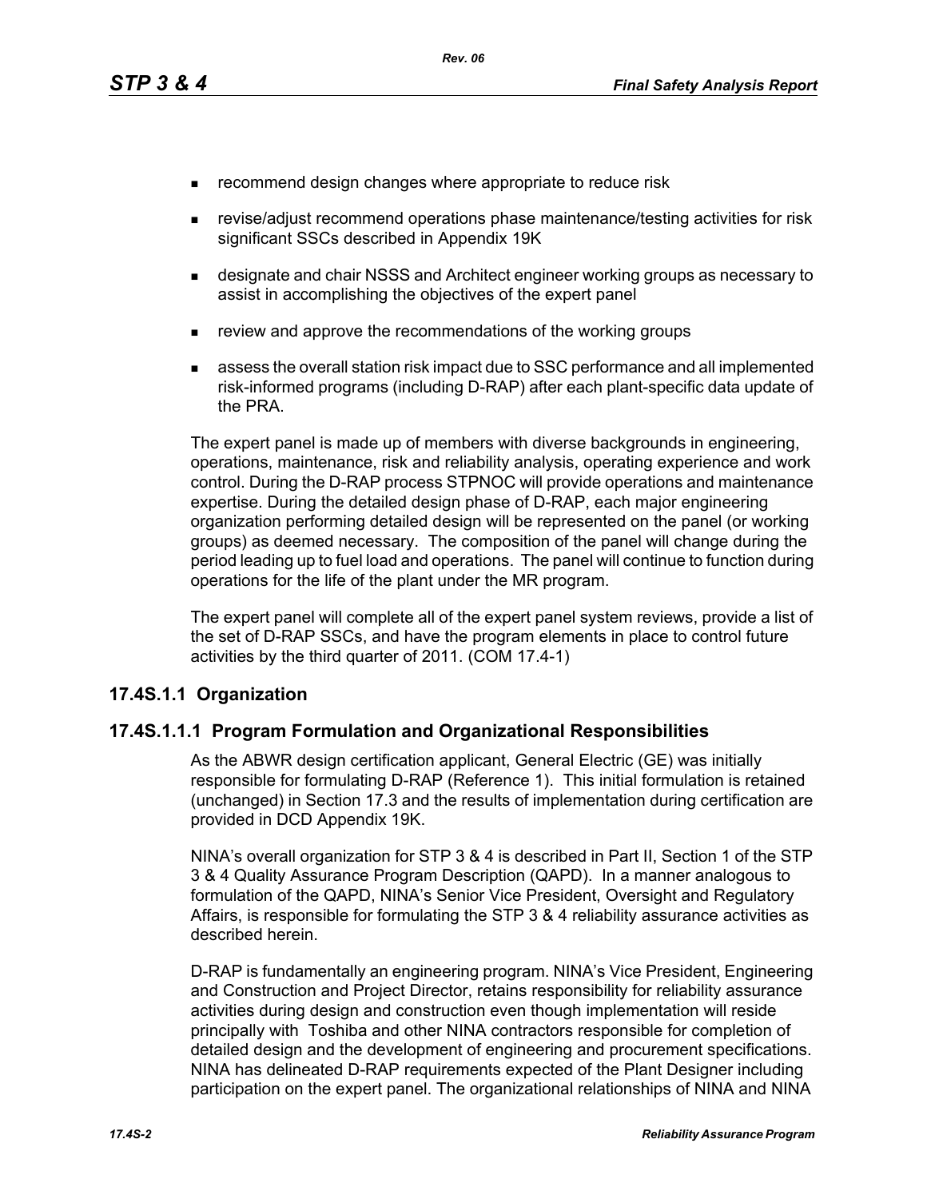- recommend design changes where appropriate to reduce risk
- revise/adjust recommend operations phase maintenance/testing activities for risk significant SSCs described in Appendix 19K
- designate and chair NSSS and Architect engineer working groups as necessary to assist in accomplishing the objectives of the expert panel
- review and approve the recommendations of the working groups
- assess the overall station risk impact due to SSC performance and all implemented risk-informed programs (including D-RAP) after each plant-specific data update of the PRA.

The expert panel is made up of members with diverse backgrounds in engineering, operations, maintenance, risk and reliability analysis, operating experience and work control. During the D-RAP process STPNOC will provide operations and maintenance expertise. During the detailed design phase of D-RAP, each major engineering organization performing detailed design will be represented on the panel (or working groups) as deemed necessary. The composition of the panel will change during the period leading up to fuel load and operations. The panel will continue to function during operations for the life of the plant under the MR program.

The expert panel will complete all of the expert panel system reviews, provide a list of the set of D-RAP SSCs, and have the program elements in place to control future activities by the third quarter of 2011. (COM 17.4-1)

### 17.4S.1.1 Organization

#### 17.4S.1.1.1 Program Formulation and Organizational Responsibilities

As the ABWR design certification applicant, General Electric (GE) was initially responsible for formulating D-RAP (Reference 1). This initial formulation is retained (unchanged) in Section 17.3 and the results of implementation during certification are provided in DCD Appendix 19K.

NINA's overall organization for STP 3 & 4 is described in Part II, Section 1 of the STP 3 & 4 Quality Assurance Program Description (QAPD). In a manner analogous to formulation of the QAPD, NINA's Senior Vice President, Oversight and Regulatory Affairs, is responsible for formulating the STP 3 & 4 reliability assurance activities as described herein.

D-RAP is fundamentally an engineering program. NINA's Vice President, Engineering and Construction and Project Director, retains responsibility for reliability assurance activities during design and construction even though implementation will reside principally with Toshiba and other NINA contractors responsible for completion of detailed design and the development of engineering and procurement specifications. NINA has delineated D-RAP requirements expected of the Plant Designer including participation on the expert panel. The organizational relationships of NINA and NINA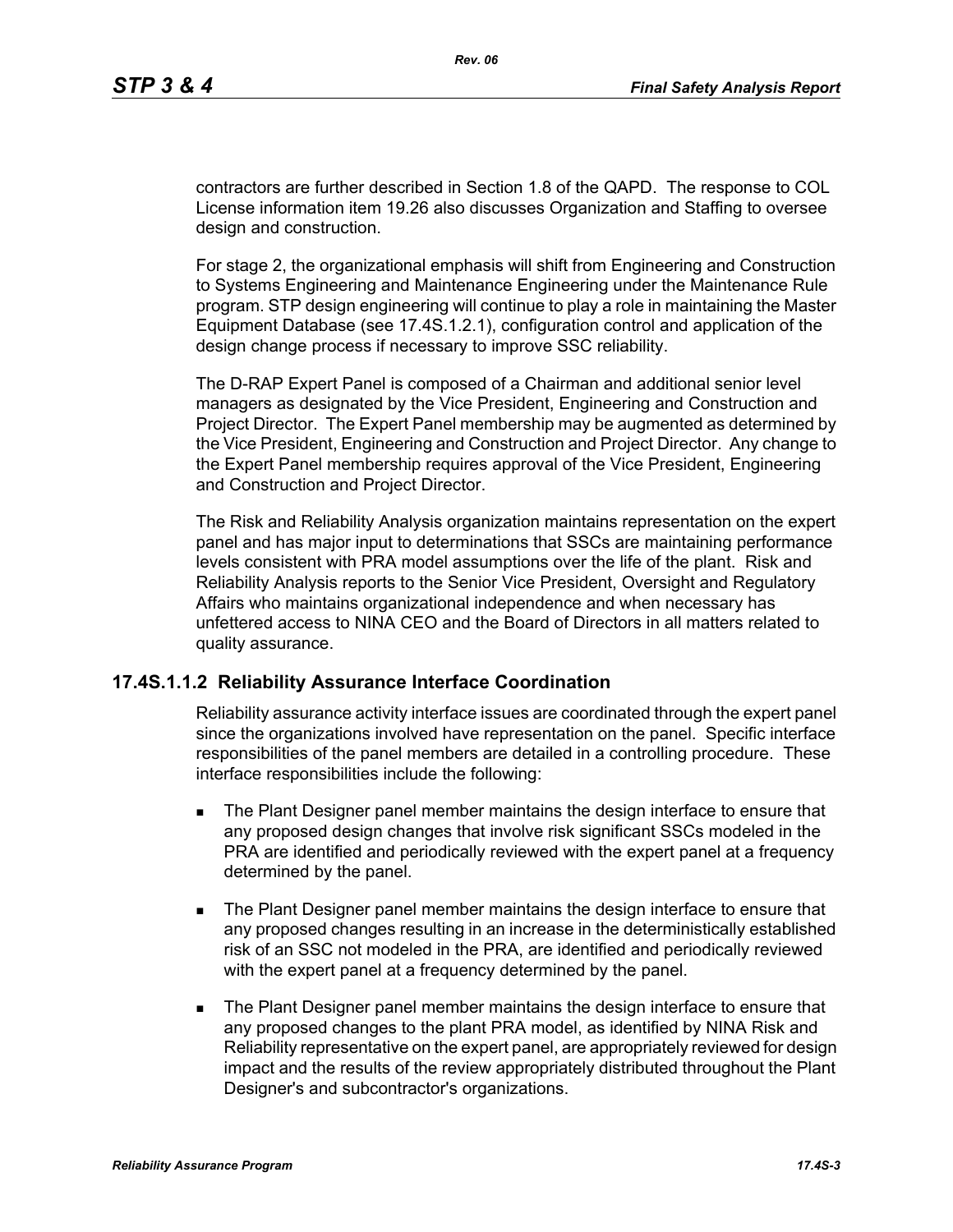contractors are further described in Section 1.8 of the QAPD. The response to COL License information item 19.26 also discusses Organization and Staffing to oversee design and construction.

For stage 2, the organizational emphasis will shift from Engineering and Construction to Systems Engineering and Maintenance Engineering under the Maintenance Rule program. STP design engineering will continue to play a role in maintaining the Master Equipment Database (see 17.4S.1.2.1), configuration control and application of the design change process if necessary to improve SSC reliability.

The D-RAP Expert Panel is composed of a Chairman and additional senior level managers as designated by the Vice President, Engineering and Construction and Project Director. The Expert Panel membership may be augmented as determined by the Vice President, Engineering and Construction and Project Director. Any change to the Expert Panel membership requires approval of the Vice President, Engineering and Construction and Project Director.

The Risk and Reliability Analysis organization maintains representation on the expert panel and has major input to determinations that SSCs are maintaining performance levels consistent with PRA model assumptions over the life of the plant. Risk and Reliability Analysis reports to the Senior Vice President, Oversight and Regulatory Affairs who maintains organizational independence and when necessary has unfettered access to NINA CEO and the Board of Directors in all matters related to quality assurance.

### 17.4S.1.1.2 Reliability Assurance Interface Coordination

Reliability assurance activity interface issues are coordinated through the expert panel since the organizations involved have representation on the panel. Specific interface responsibilities of the panel members are detailed in a controlling procedure. These interface responsibilities include the following:

- The Plant Designer panel member maintains the design interface to ensure that any proposed design changes that involve risk significant SSCs modeled in the PRA are identified and periodically reviewed with the expert panel at a frequency determined by the panel.
- The Plant Designer panel member maintains the design interface to ensure that any proposed changes resulting in an increase in the deterministically established risk of an SSC not modeled in the PRA, are identified and periodically reviewed with the expert panel at a frequency determined by the panel.
- The Plant Designer panel member maintains the design interface to ensure that any proposed changes to the plant PRA model, as identified by NINA Risk and Reliability representative on the expert panel, are appropriately reviewed for design impact and the results of the review appropriately distributed throughout the Plant Designer's and subcontractor's organizations.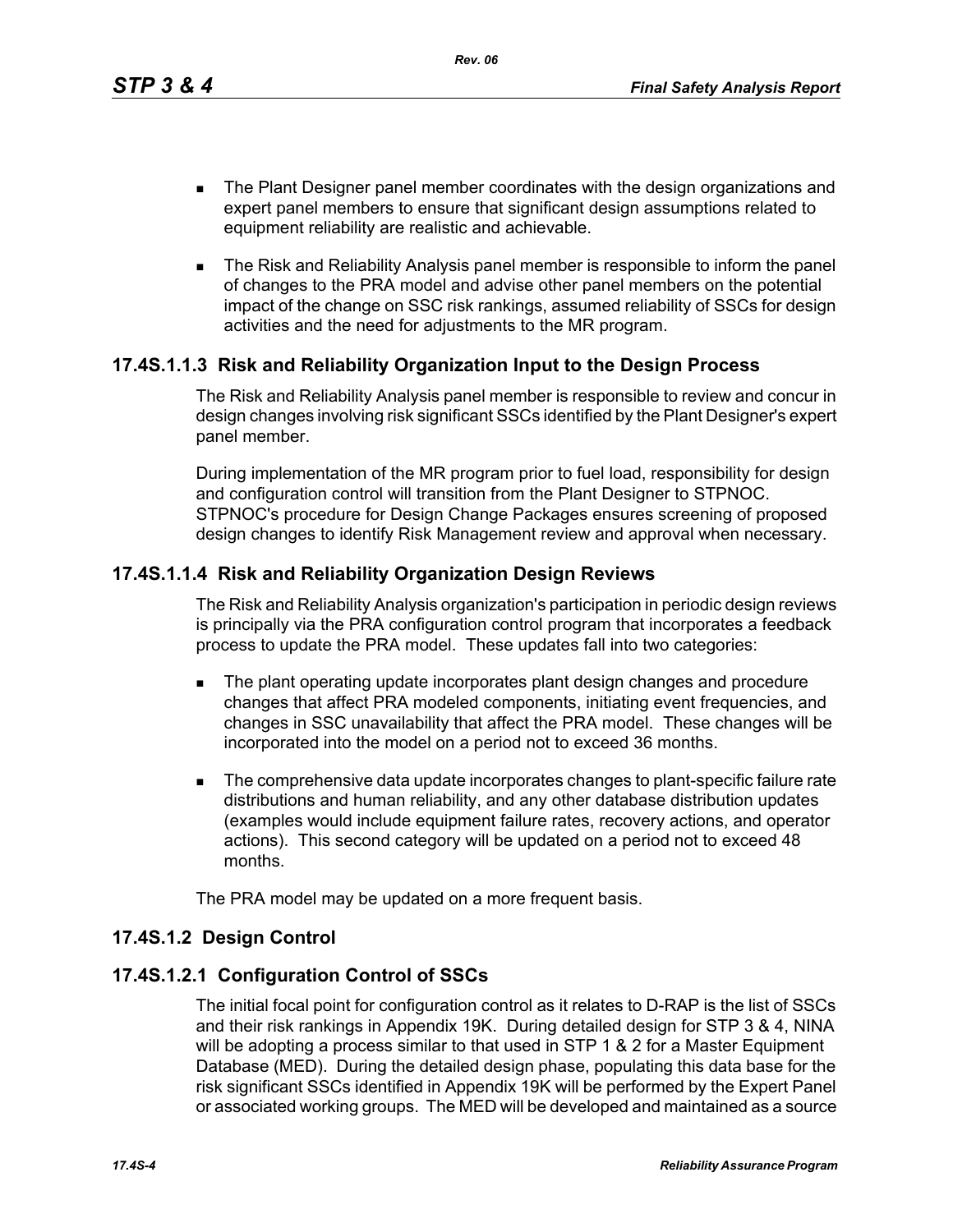- The Plant Designer panel member coordinates with the design organizations and expert panel members to ensure that significant design assumptions related to equipment reliability are realistic and achievable.

- The Risk and Reliability Analysis panel member is responsible to inform the panel of changes to the PRA model and advise other panel members on the potential impact of the change on SSC risk rankings, assumed reliability of SSCs for design activities and the need for adjustments to the MR program.

### 17.4S.1.1.3 Risk and Reliability Organization Input to the Design Process

The Risk and Reliability Analysis panel member is responsible to review and concur in design changes involving risk significant SSCs identified by the Plant Designer's expert panel member.

During implementation of the MR program prior to fuel load, responsibility for design and configuration control will transition from the Plant Designer to STPNOC. STPNOC's procedure for Design Change Packages ensures screening of proposed design changes to identify Risk Management review and approval when necessary.

### 17.4S.1.1.4 Risk and Reliability Organization Design Reviews

The Risk and Reliability Analysis organization's participation in periodic design reviews is principally via the PRA configuration control program that incorporates a feedback process to update the PRA model. These updates fall into two categories:

- The plant operating update incorporates plant design changes and procedure changes that affect PRA modeled components, initiating event frequencies, and changes in SSC unavailability that affect the PRA model. These changes will be incorporated into the model on a period not to exceed 36 months.

- The comprehensive data update incorporates changes to plant-specific failure rate distributions and human reliability, and any other database distribution updates (examples would include equipment failure rates, recovery actions, and operator actions). This second category will be updated on a period not to exceed 48 months.

The PRA model may be updated on a more frequent basis.

## 17.4S.1.2 Design Control

### 17.4S.1.2.1 Configuration Control of SSCs

The initial focal point for configuration control as it relates to D-RAP is the list of SSCs and their risk rankings in Appendix 19K. During detailed design for STP 3 & 4, NINA will be adopting a process similar to that used in STP 1 & 2 for a Master Equipment Database (MED). During the detailed design phase, populating this data base for the risk significant SSCs identified in Appendix 19K will be performed by the Expert Panel or associated working groups. The MED will be developed and maintained as a source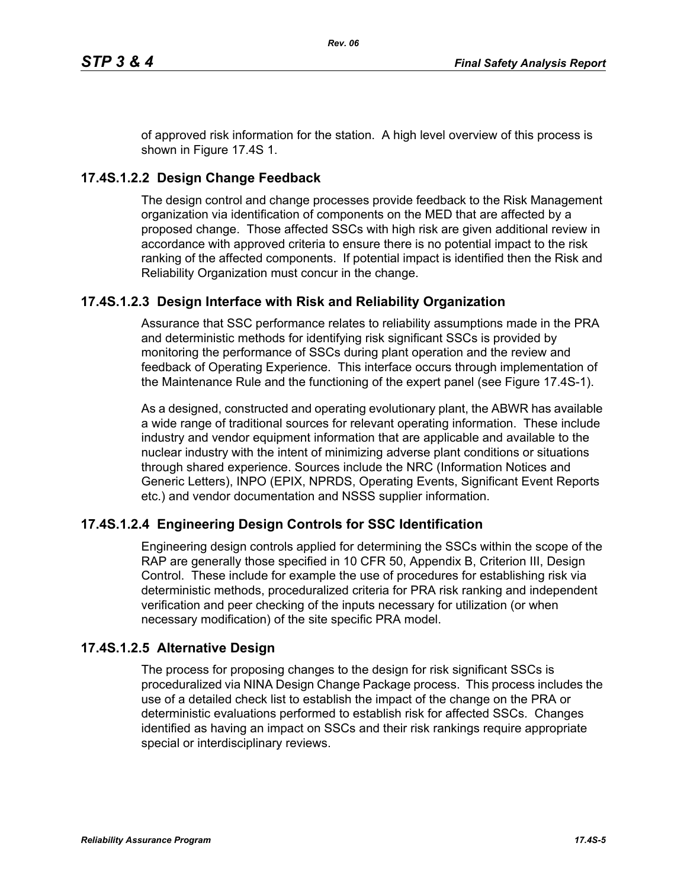of approved risk information for the station. A high level overview of this process is shown in Figure 17.4S 1.

### 17.4S.1.2.2 Design Change Feedback

The design control and change processes provide feedback to the Risk Management organization via identification of components on the MED that are affected by a proposed change. Those affected SSCs with high risk are given additional review in accordance with approved criteria to ensure there is no potential impact to the risk ranking of the affected components. If potential impact is identified then the Risk and Reliability Organization must concur in the change.

### 17.4S.1.2.3 Design Interface with Risk and Reliability Organization

Assurance that SSC performance relates to reliability assumptions made in the PRA and deterministic methods for identifying risk significant SSCs is provided by monitoring the performance of SSCs during plant operation and the review and feedback of Operating Experience. This interface occurs through implementation of the Maintenance Rule and the functioning of the expert panel (see Figure 17.4S-1).

As a designed, constructed and operating evolutionary plant, the ABWR has available a wide range of traditional sources for relevant operating information. These include industry and vendor equipment information that are applicable and available to the nuclear industry with the intent of minimizing adverse plant conditions or situations through shared experience. Sources include the NRC (Information Notices and Generic Letters), INPO (EPIX, NPRDS, Operating Events, Significant Event Reports etc.) and vendor documentation and NSSS supplier information.

### 17.4S.1.2.4 Engineering Design Controls for SSC Identification

Engineering design controls applied for determining the SSCs within the scope of the RAP are generally those specified in 10 CFR 50, Appendix B, Criterion III, Design Control. These include for example the use of procedures for establishing risk via deterministic methods, proceduralized criteria for PRA risk ranking and independent verification and peer checking of the inputs necessary for utilization (or when necessary modification) of the site specific PRA model.

### 17.4S.1.2.5 Alternative Design

The process for proposing changes to the design for risk significant SSCs is proceduralized via NINA Design Change Package process. This process includes the use of a detailed check list to establish the impact of the change on the PRA or deterministic evaluations performed to establish risk for affected SSCs. Changes identified as having an impact on SSCs and their risk rankings require appropriate special or interdisciplinary reviews.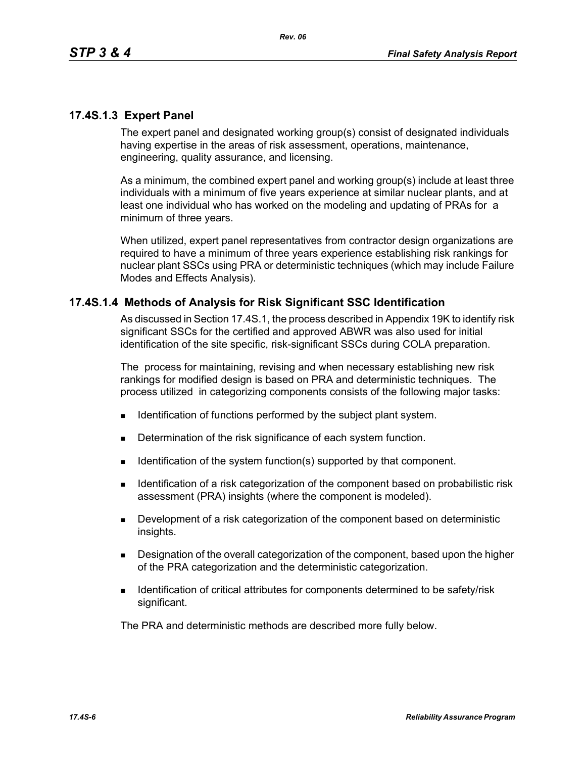### 17.4S.1.3 Expert Panel

The expert panel and designated working group(s) consist of designated individuals having expertise in the areas of risk assessment, operations, maintenance, engineering, quality assurance, and licensing.

As a minimum, the combined expert panel and working group(s) include at least three individuals with a minimum of five years experience at similar nuclear plants, and at least one individual who has worked on the modeling and updating of PRAs for a minimum of three years.

When utilized, expert panel representatives from contractor design organizations are required to have a minimum of three years experience establishing risk rankings for nuclear plant SSCs using PRA or deterministic techniques (which may include Failure Modes and Effects Analysis).

### 17.4S.1.4 Methods of Analysis for Risk Significant SSC Identification

As discussed in Section 17.4S.1, the process described in Appendix 19K to identify risk significant SSCs for the certified and approved ABWR was also used for initial identification of the site specific, risk-significant SSCs during COLA preparation.

The process for maintaining, revising and when necessary establishing new risk rankings for modified design is based on PRA and deterministic techniques. The process utilized in categorizing components consists of the following major tasks:

- Identification of functions performed by the subject plant system.
- Determination of the risk significance of each system function.
- Identification of the system function(s) supported by that component.
- Identification of a risk categorization of the component based on probabilistic risk assessment (PRA) insights (where the component is modeled).
- Development of a risk categorization of the component based on deterministic insights.
- Designation of the overall categorization of the component, based upon the higher of the PRA categorization and the deterministic categorization.
- Identification of critical attributes for components determined to be safety/risk significant.

The PRA and deterministic methods are described more fully below.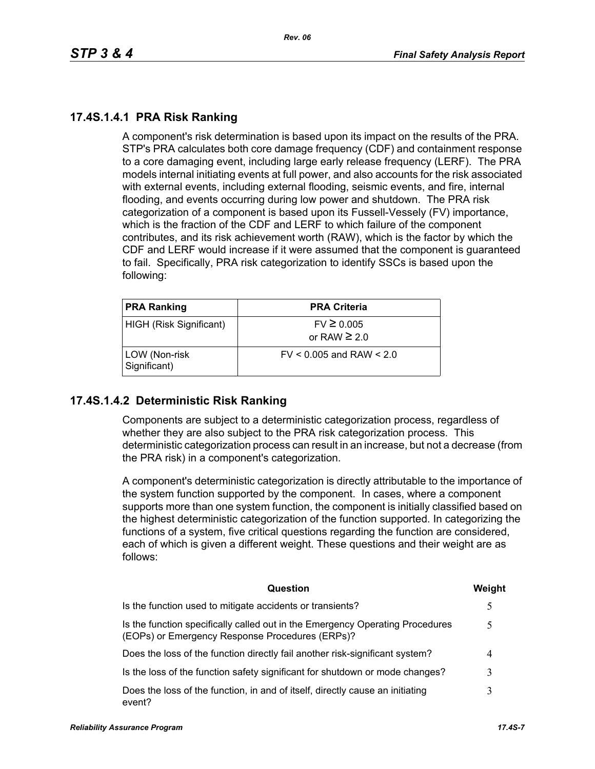### 17.4S.1.4.1 PRA Risk Ranking

A component's risk determination is based upon its impact on the results of the PRA. STP's PRA calculates both core damage frequency (CDF) and containment response to a core damaging event, including large early release frequency (LERF). The PRA models internal initiating events at full power, and also accounts for the risk associated with external events, including external flooding, seismic events, and fire, internal flooding, and events occurring during low power and shutdown. The PRA risk categorization of a component is based upon its Fussell-Vessely (FV) importance, which is the fraction of the CDF and LERF to which failure of the component contributes, and its risk achievement worth (RAW), which is the factor by which the CDF and LERF would increase if it were assumed that the component is guaranteed to fail. Specifically, PRA risk categorization to identify SSCs is based upon the following:

| PRA Ranking | PRA Criteria |
|---|---|
| HIGH (Risk Significant) | FV ≥ 0.005<br>or RAW ≥ 2.0 |
| LOW (Non-risk Significant) | FV < 0.005 and RAW < 2.0 |

### 17.4S.1.4.2 Deterministic Risk Ranking

Components are subject to a deterministic categorization process, regardless of whether they are also subject to the PRA risk categorization process. This deterministic categorization process can result in an increase, but not a decrease (from the PRA risk) in a component's categorization.

A component's deterministic categorization is directly attributable to the importance of the system function supported by the component. In cases, where a component supports more than one system function, the component is initially classified based on the highest deterministic categorization of the function supported. In categorizing the functions of a system, five critical questions regarding the function are considered, each of which is given a different weight. These questions and their weight are as follows:

| Question | Weight |
|---|---|
| Is the function used to mitigate accidents or transients? | 5 |
| Is the function specifically called out in the Emergency Operating Procedures (EOPs) or Emergency Response Procedures (ERPs)? | 5 |
| Does the loss of the function directly fail another risk-significant system? | 4 |
| Is the loss of the function safety significant for shutdown or mode changes? | 3 |
| Does the loss of the function, in and of itself, directly cause an initiating event? | 3 |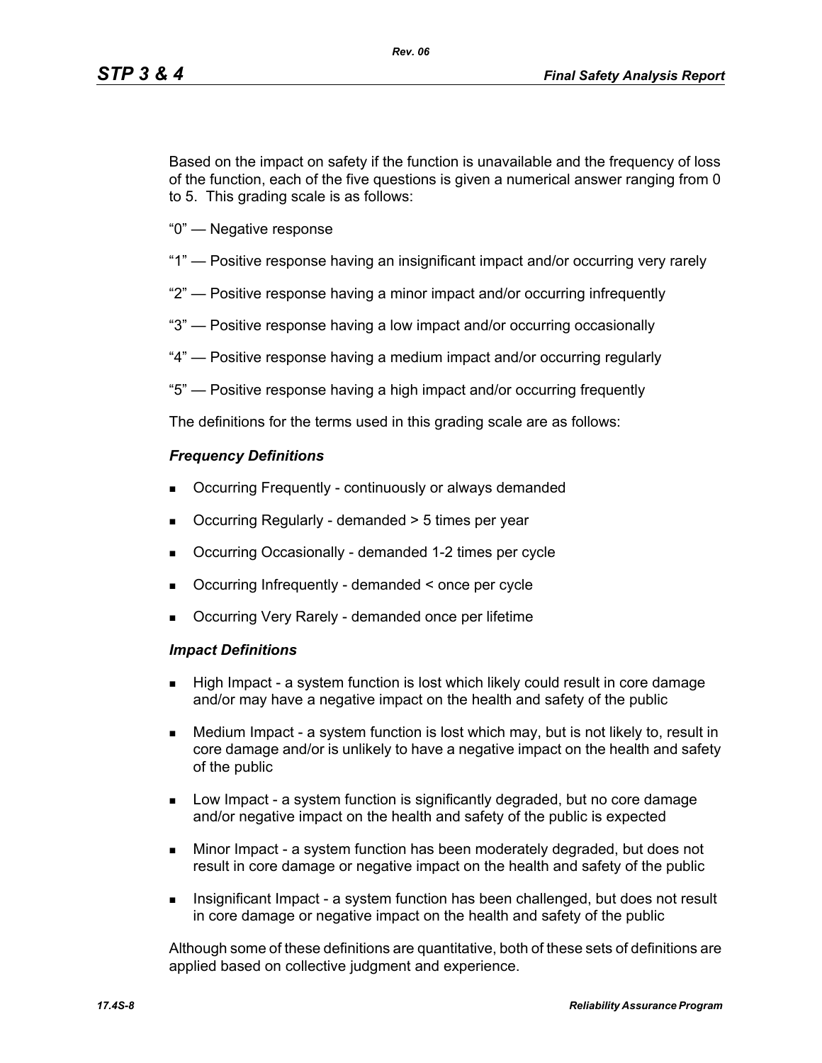Based on the impact on safety if the function is unavailable and the frequency of loss of the function, each of the five questions is given a numerical answer ranging from 0 to 5. This grading scale is as follows:

"0" — Negative response

"1" — Positive response having an insignificant impact and/or occurring very rarely

"2" — Positive response having a minor impact and/or occurring infrequently

"3" — Positive response having a low impact and/or occurring occasionally

"4" — Positive response having a medium impact and/or occurring regularly

"5" — Positive response having a high impact and/or occurring frequently

The definitions for the terms used in this grading scale are as follows:

***Frequency Definitions***

- Occurring Frequently - continuously or always demanded
- Occurring Regularly - demanded > 5 times per year
- Occurring Occasionally - demanded 1-2 times per cycle
- Occurring Infrequently - demanded < once per cycle
- Occurring Very Rarely - demanded once per lifetime

***Impact Definitions***

- High Impact - a system function is lost which likely could result in core damage and/or may have a negative impact on the health and safety of the public
- Medium Impact - a system function is lost which may, but is not likely to, result in core damage and/or is unlikely to have a negative impact on the health and safety of the public
- Low Impact - a system function is significantly degraded, but no core damage and/or negative impact on the health and safety of the public is expected
- Minor Impact - a system function has been moderately degraded, but does not result in core damage or negative impact on the health and safety of the public
- Insignificant Impact - a system function has been challenged, but does not result in core damage or negative impact on the health and safety of the public

Although some of these definitions are quantitative, both of these sets of definitions are applied based on collective judgment and experience.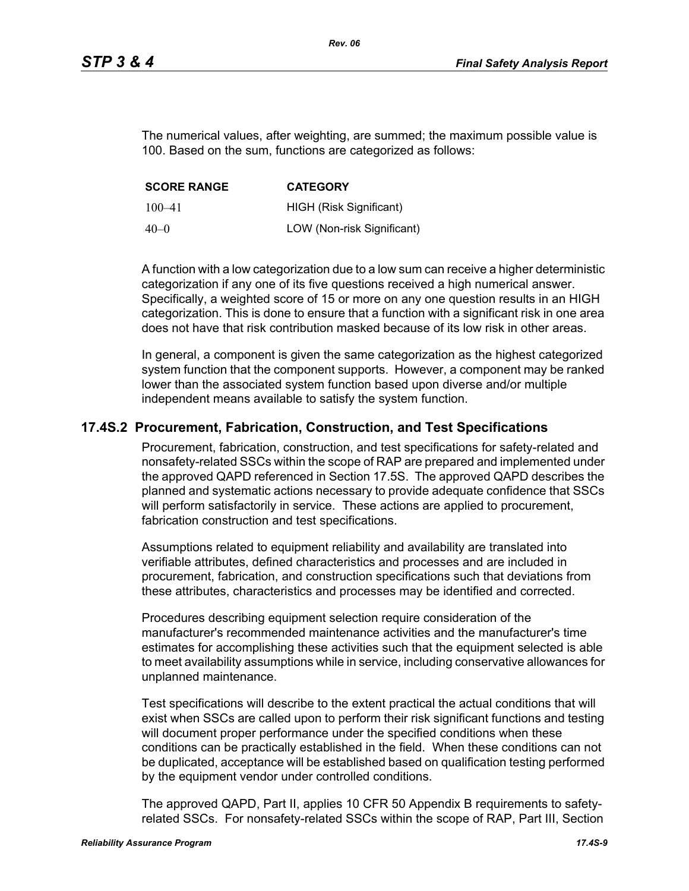The numerical values, after weighting, are summed; the maximum possible value is 100. Based on the sum, functions are categorized as follows:

| SCORE RANGE | CATEGORY |
|---|---|
| 100–41 | HIGH (Risk Significant) |
| 40–0 | LOW (Non-risk Significant) |

A function with a low categorization due to a low sum can receive a higher deterministic categorization if any one of its five questions received a high numerical answer. Specifically, a weighted score of 15 or more on any one question results in an HIGH categorization. This is done to ensure that a function with a significant risk in one area does not have that risk contribution masked because of its low risk in other areas.

In general, a component is given the same categorization as the highest categorized system function that the component supports. However, a component may be ranked lower than the associated system function based upon diverse and/or multiple independent means available to satisfy the system function.

## 17.4S.2 Procurement, Fabrication, Construction, and Test Specifications

Procurement, fabrication, construction, and test specifications for safety-related and nonsafety-related SSCs within the scope of RAP are prepared and implemented under the approved QAPD referenced in Section 17.5S. The approved QAPD describes the planned and systematic actions necessary to provide adequate confidence that SSCs will perform satisfactorily in service. These actions are applied to procurement, fabrication construction and test specifications.

Assumptions related to equipment reliability and availability are translated into verifiable attributes, defined characteristics and processes and are included in procurement, fabrication, and construction specifications such that deviations from these attributes, characteristics and processes may be identified and corrected.

Procedures describing equipment selection require consideration of the manufacturer's recommended maintenance activities and the manufacturer's time estimates for accomplishing these activities such that the equipment selected is able to meet availability assumptions while in service, including conservative allowances for unplanned maintenance.

Test specifications will describe to the extent practical the actual conditions that will exist when SSCs are called upon to perform their risk significant functions and testing will document proper performance under the specified conditions when these conditions can be practically established in the field. When these conditions can not be duplicated, acceptance will be established based on qualification testing performed by the equipment vendor under controlled conditions.

The approved QAPD, Part II, applies 10 CFR 50 Appendix B requirements to safety-related SSCs. For nonsafety-related SSCs within the scope of RAP, Part III, Section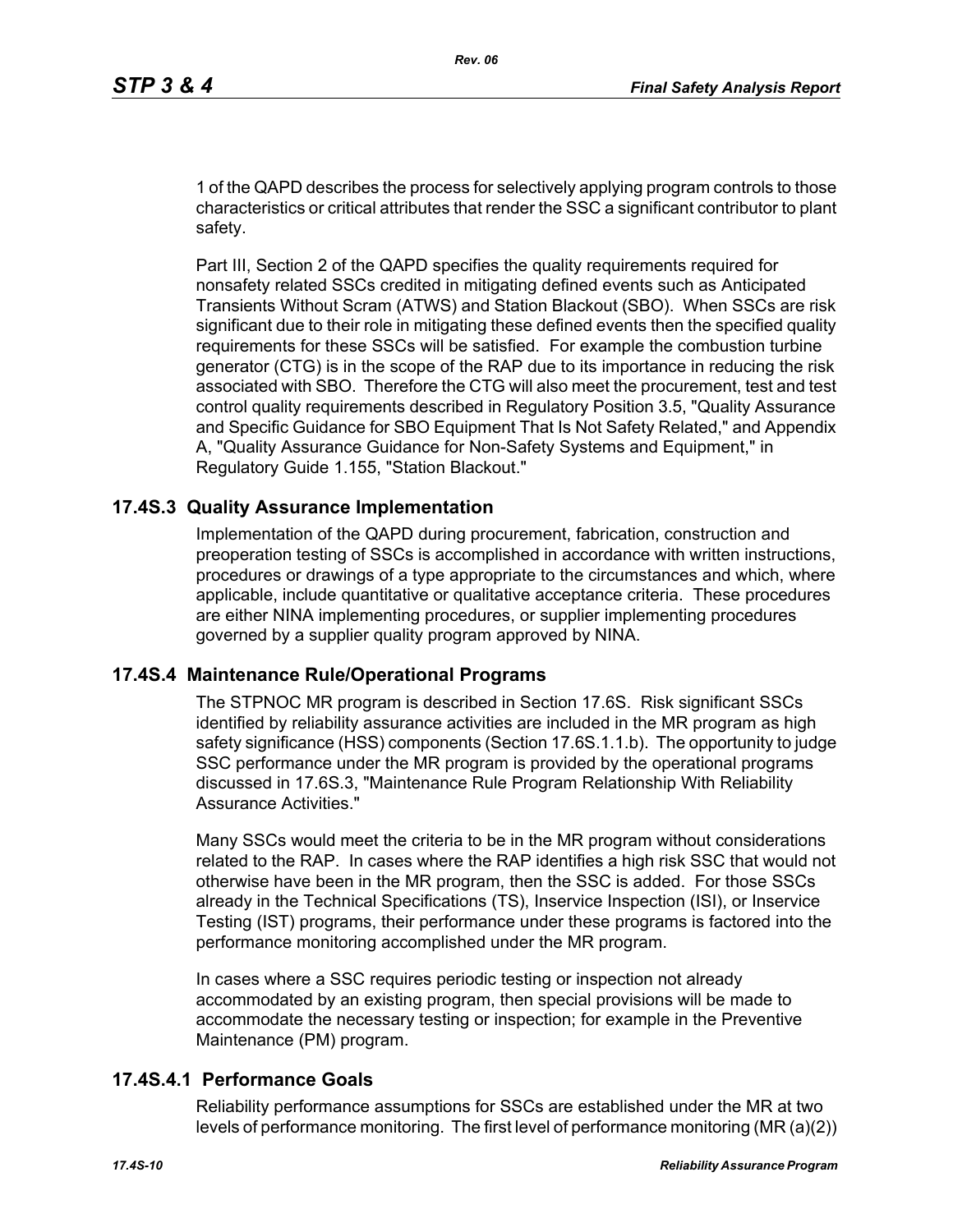1 of the QAPD describes the process for selectively applying program controls to those characteristics or critical attributes that render the SSC a significant contributor to plant safety.

Part III, Section 2 of the QAPD specifies the quality requirements required for nonsafety related SSCs credited in mitigating defined events such as Anticipated Transients Without Scram (ATWS) and Station Blackout (SBO). When SSCs are risk significant due to their role in mitigating these defined events then the specified quality requirements for these SSCs will be satisfied. For example the combustion turbine generator (CTG) is in the scope of the RAP due to its importance in reducing the risk associated with SBO. Therefore the CTG will also meet the procurement, test and test control quality requirements described in Regulatory Position 3.5, "Quality Assurance and Specific Guidance for SBO Equipment That Is Not Safety Related," and Appendix A, "Quality Assurance Guidance for Non-Safety Systems and Equipment," in Regulatory Guide 1.155, "Station Blackout."

## 17.4S.3 Quality Assurance Implementation

Implementation of the QAPD during procurement, fabrication, construction and preoperation testing of SSCs is accomplished in accordance with written instructions, procedures or drawings of a type appropriate to the circumstances and which, where applicable, include quantitative or qualitative acceptance criteria. These procedures are either NINA implementing procedures, or supplier implementing procedures governed by a supplier quality program approved by NINA.

## 17.4S.4 Maintenance Rule/Operational Programs

The STPNOC MR program is described in Section 17.6S. Risk significant SSCs identified by reliability assurance activities are included in the MR program as high safety significance (HSS) components (Section 17.6S.1.1.b). The opportunity to judge SSC performance under the MR program is provided by the operational programs discussed in 17.6S.3, "Maintenance Rule Program Relationship With Reliability Assurance Activities."

Many SSCs would meet the criteria to be in the MR program without considerations related to the RAP. In cases where the RAP identifies a high risk SSC that would not otherwise have been in the MR program, then the SSC is added. For those SSCs already in the Technical Specifications (TS), Inservice Inspection (ISI), or Inservice Testing (IST) programs, their performance under these programs is factored into the performance monitoring accomplished under the MR program.

In cases where a SSC requires periodic testing or inspection not already accommodated by an existing program, then special provisions will be made to accommodate the necessary testing or inspection; for example in the Preventive Maintenance (PM) program.

### 17.4S.4.1 Performance Goals

Reliability performance assumptions for SSCs are established under the MR at two levels of performance monitoring. The first level of performance monitoring (MR (a)(2))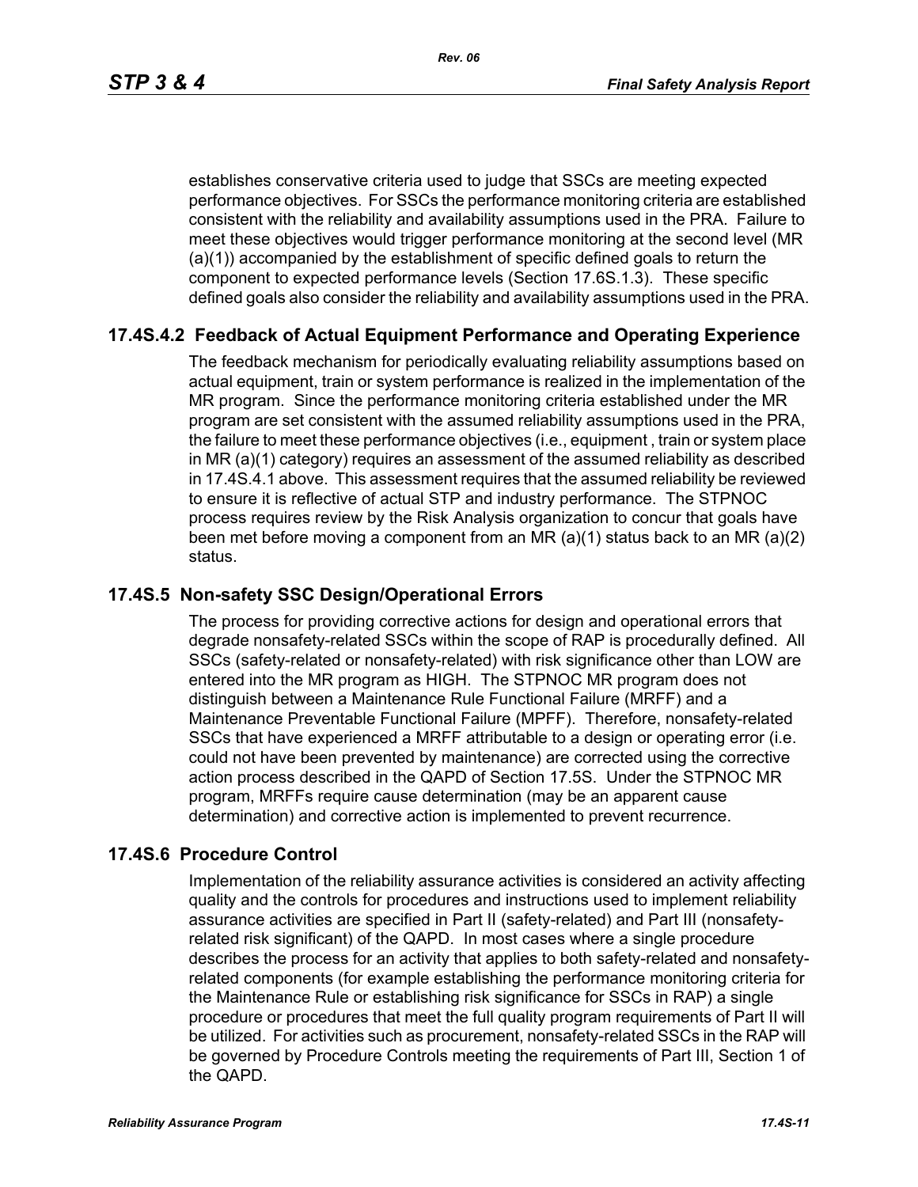establishes conservative criteria used to judge that SSCs are meeting expected performance objectives. For SSCs the performance monitoring criteria are established consistent with the reliability and availability assumptions used in the PRA. Failure to meet these objectives would trigger performance monitoring at the second level (MR (a)(1)) accompanied by the establishment of specific defined goals to return the component to expected performance levels (Section 17.6S.1.3). These specific defined goals also consider the reliability and availability assumptions used in the PRA.

## 17.4S.4.2 Feedback of Actual Equipment Performance and Operating Experience

The feedback mechanism for periodically evaluating reliability assumptions based on actual equipment, train or system performance is realized in the implementation of the MR program. Since the performance monitoring criteria established under the MR program are set consistent with the assumed reliability assumptions used in the PRA, the failure to meet these performance objectives (i.e., equipment , train or system place in MR (a)(1) category) requires an assessment of the assumed reliability as described in 17.4S.4.1 above. This assessment requires that the assumed reliability be reviewed to ensure it is reflective of actual STP and industry performance. The STPNOC process requires review by the Risk Analysis organization to concur that goals have been met before moving a component from an MR (a)(1) status back to an MR (a)(2) status.

## 17.4S.5 Non-safety SSC Design/Operational Errors

The process for providing corrective actions for design and operational errors that degrade nonsafety-related SSCs within the scope of RAP is procedurally defined. All SSCs (safety-related or nonsafety-related) with risk significance other than LOW are entered into the MR program as HIGH. The STPNOC MR program does not distinguish between a Maintenance Rule Functional Failure (MRFF) and a Maintenance Preventable Functional Failure (MPFF). Therefore, nonsafety-related SSCs that have experienced a MRFF attributable to a design or operating error (i.e. could not have been prevented by maintenance) are corrected using the corrective action process described in the QAPD of Section 17.5S. Under the STPNOC MR program, MRFFs require cause determination (may be an apparent cause determination) and corrective action is implemented to prevent recurrence.

## 17.4S.6 Procedure Control

Implementation of the reliability assurance activities is considered an activity affecting quality and the controls for procedures and instructions used to implement reliability assurance activities are specified in Part II (safety-related) and Part III (nonsafety-related risk significant) of the QAPD. In most cases where a single procedure describes the process for an activity that applies to both safety-related and nonsafety-related components (for example establishing the performance monitoring criteria for the Maintenance Rule or establishing risk significance for SSCs in RAP) a single procedure or procedures that meet the full quality program requirements of Part II will be utilized. For activities such as procurement, nonsafety-related SSCs in the RAP will be governed by Procedure Controls meeting the requirements of Part III, Section 1 of the QAPD.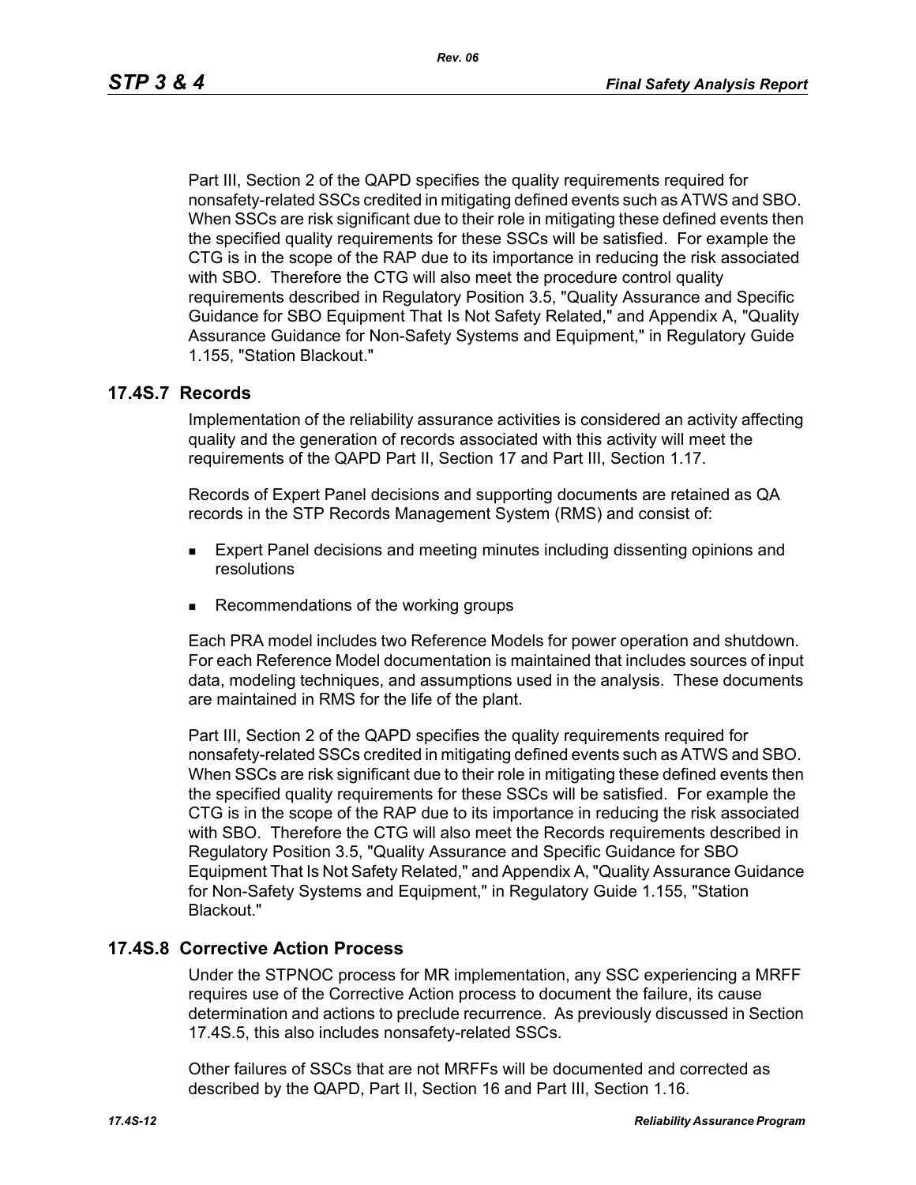Part III, Section 2 of the QAPD specifies the quality requirements required for nonsafety-related SSCs credited in mitigating defined events such as ATWS and SBO. When SSCs are risk significant due to their role in mitigating these defined events then the specified quality requirements for these SSCs will be satisfied. For example the CTG is in the scope of the RAP due to its importance in reducing the risk associated with SBO. Therefore the CTG will also meet the procedure control quality requirements described in Regulatory Position 3.5, "Quality Assurance and Specific Guidance for SBO Equipment That Is Not Safety Related," and Appendix A, "Quality Assurance Guidance for Non-Safety Systems and Equipment," in Regulatory Guide 1.155, "Station Blackout."

## 17.4S.7 Records

Implementation of the reliability assurance activities is considered an activity affecting quality and the generation of records associated with this activity will meet the requirements of the QAPD Part II, Section 17 and Part III, Section 1.17.

Records of Expert Panel decisions and supporting documents are retained as QA records in the STP Records Management System (RMS) and consist of:

- Expert Panel decisions and meeting minutes including dissenting opinions and resolutions
- Recommendations of the working groups

Each PRA model includes two Reference Models for power operation and shutdown. For each Reference Model documentation is maintained that includes sources of input data, modeling techniques, and assumptions used in the analysis. These documents are maintained in RMS for the life of the plant.

Part III, Section 2 of the QAPD specifies the quality requirements required for nonsafety-related SSCs credited in mitigating defined events such as ATWS and SBO. When SSCs are risk significant due to their role in mitigating these defined events then the specified quality requirements for these SSCs will be satisfied. For example the CTG is in the scope of the RAP due to its importance in reducing the risk associated with SBO. Therefore the CTG will also meet the Records requirements described in Regulatory Position 3.5, "Quality Assurance and Specific Guidance for SBO Equipment That Is Not Safety Related," and Appendix A, "Quality Assurance Guidance for Non-Safety Systems and Equipment," in Regulatory Guide 1.155, "Station Blackout."

## 17.4S.8 Corrective Action Process

Under the STPNOC process for MR implementation, any SSC experiencing a MRFF requires use of the Corrective Action process to document the failure, its cause determination and actions to preclude recurrence. As previously discussed in Section 17.4S.5, this also includes nonsafety-related SSCs.

Other failures of SSCs that are not MRFFs will be documented and corrected as described by the QAPD, Part II, Section 16 and Part III, Section 1.16.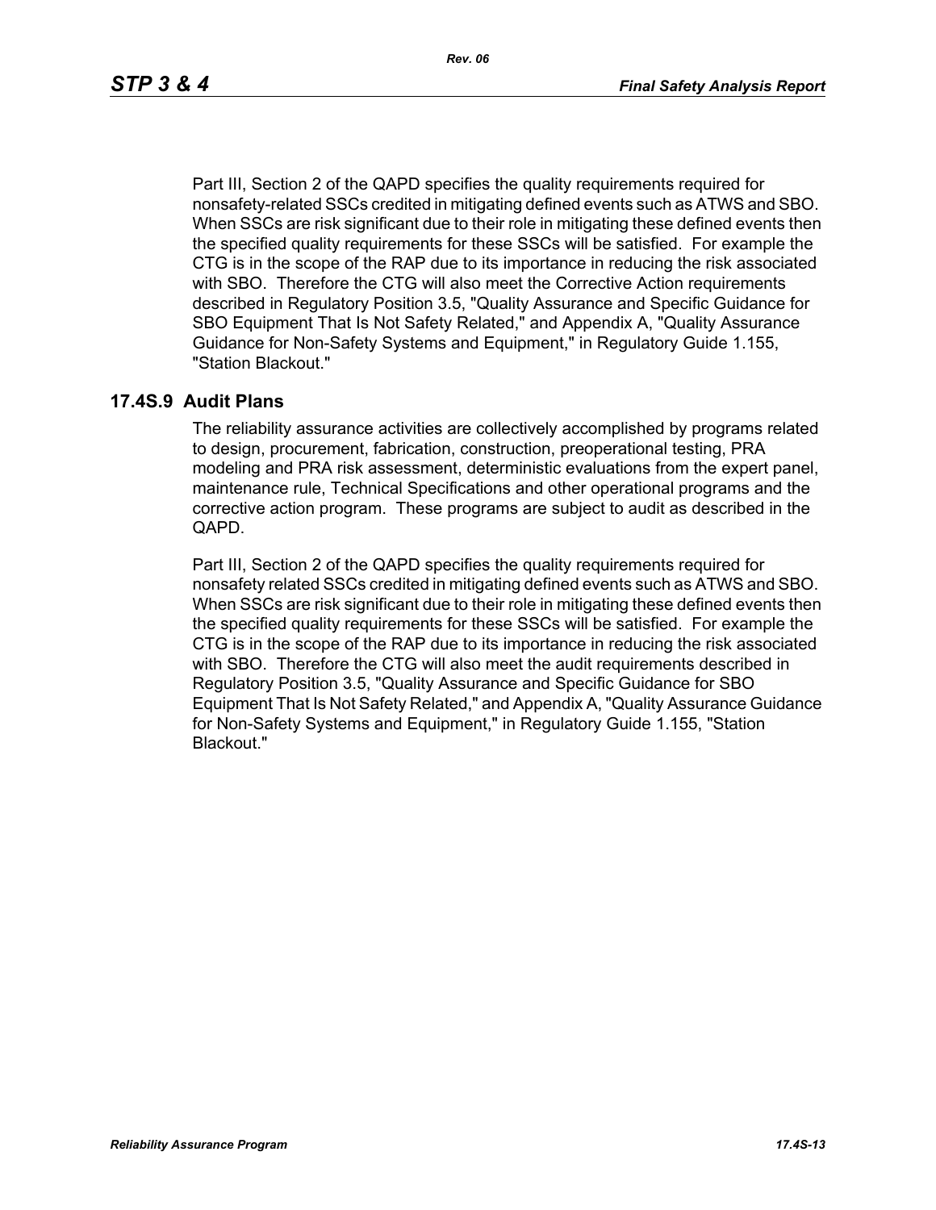Part III, Section 2 of the QAPD specifies the quality requirements required for nonsafety-related SSCs credited in mitigating defined events such as ATWS and SBO. When SSCs are risk significant due to their role in mitigating these defined events then the specified quality requirements for these SSCs will be satisfied. For example the CTG is in the scope of the RAP due to its importance in reducing the risk associated with SBO. Therefore the CTG will also meet the Corrective Action requirements described in Regulatory Position 3.5, "Quality Assurance and Specific Guidance for SBO Equipment That Is Not Safety Related," and Appendix A, "Quality Assurance Guidance for Non-Safety Systems and Equipment," in Regulatory Guide 1.155, "Station Blackout."

## 17.4S.9 Audit Plans

The reliability assurance activities are collectively accomplished by programs related to design, procurement, fabrication, construction, preoperational testing, PRA modeling and PRA risk assessment, deterministic evaluations from the expert panel, maintenance rule, Technical Specifications and other operational programs and the corrective action program. These programs are subject to audit as described in the QAPD.

Part III, Section 2 of the QAPD specifies the quality requirements required for nonsafety related SSCs credited in mitigating defined events such as ATWS and SBO. When SSCs are risk significant due to their role in mitigating these defined events then the specified quality requirements for these SSCs will be satisfied. For example the CTG is in the scope of the RAP due to its importance in reducing the risk associated with SBO. Therefore the CTG will also meet the audit requirements described in Regulatory Position 3.5, "Quality Assurance and Specific Guidance for SBO Equipment That Is Not Safety Related," and Appendix A, "Quality Assurance Guidance for Non-Safety Systems and Equipment," in Regulatory Guide 1.155, "Station Blackout."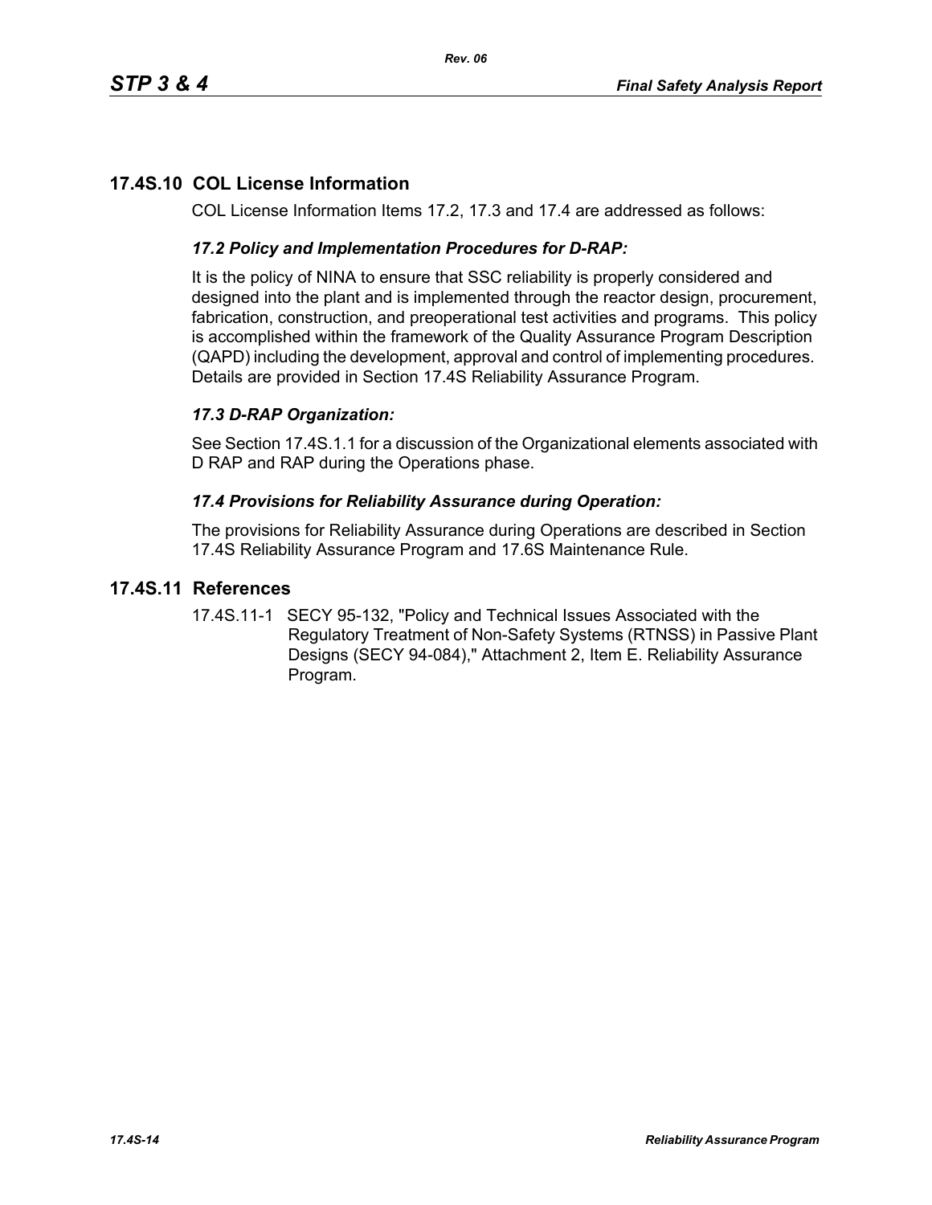## 17.4S.10 COL License Information

COL License Information Items 17.2, 17.3 and 17.4 are addressed as follows:

### *17.2 Policy and Implementation Procedures for D-RAP:*

It is the policy of NINA to ensure that SSC reliability is properly considered and designed into the plant and is implemented through the reactor design, procurement, fabrication, construction, and preoperational test activities and programs. This policy is accomplished within the framework of the Quality Assurance Program Description (QAPD) including the development, approval and control of implementing procedures. Details are provided in Section 17.4S Reliability Assurance Program.

### *17.3 D-RAP Organization:*

See Section 17.4S.1.1 for a discussion of the Organizational elements associated with D RAP and RAP during the Operations phase.

### *17.4 Provisions for Reliability Assurance during Operation:*

The provisions for Reliability Assurance during Operations are described in Section 17.4S Reliability Assurance Program and 17.6S Maintenance Rule.

## 17.4S.11 References

17.4S.11-1 SECY 95-132, "Policy and Technical Issues Associated with the Regulatory Treatment of Non-Safety Systems (RTNSS) in Passive Plant Designs (SECY 94-084)," Attachment 2, Item E. Reliability Assurance Program.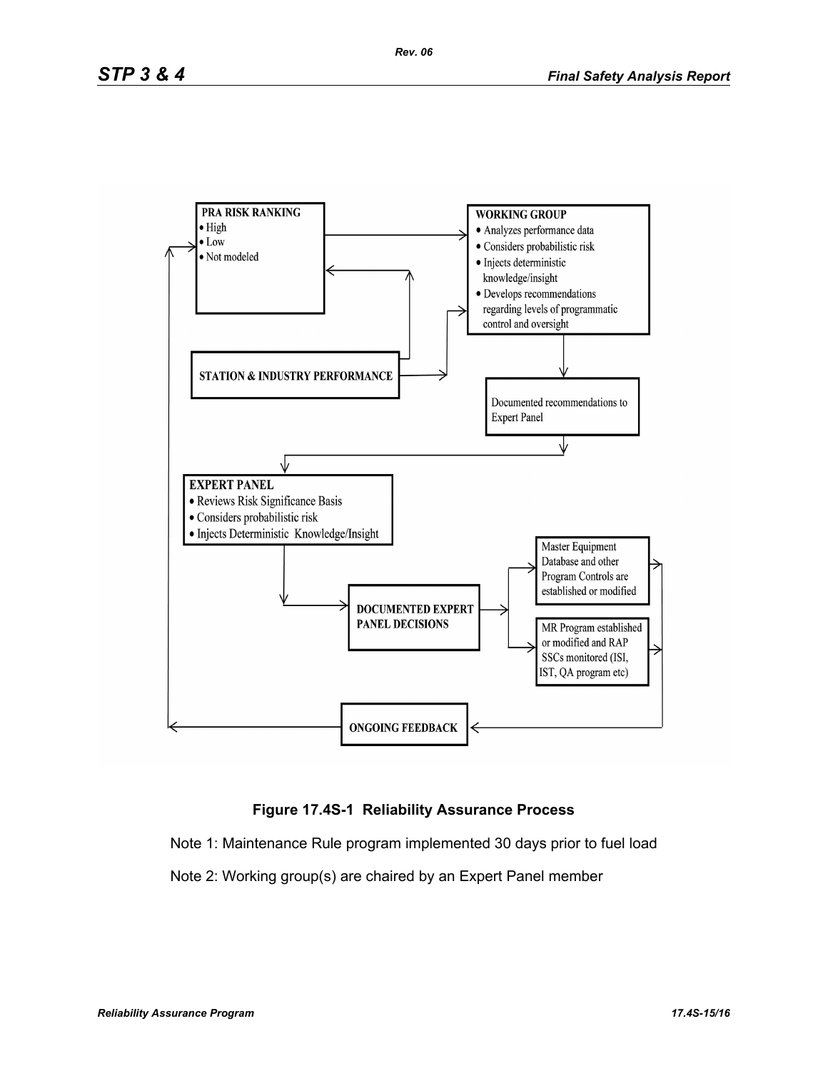PRA RISK RANKING
- High
- Low
- Not modeled

WORKING GROUP
- Analyzes performance data
- Considers probabilistic risk
- Injects deterministic knowledge/insight
- Develops recommendations regarding levels of programmatic control and oversight

STATION & INDUSTRY PERFORMANCE

Documented recommendations to Expert Panel

EXPERT PANEL
- Reviews Risk Significance Basis
- Considers probabilistic risk
- Injects Deterministic Knowledge/Insight

DOCUMENTED EXPERT PANEL DECISIONS

Master Equipment Database and other Program Controls are established or modified

MR Program established or modified and RAP SSCs monitored (ISI, IST, QA program etc)

ONGOING FEEDBACK

**Figure 17.4S-1 Reliability Assurance Process**

Note 1: Maintenance Rule program implemented 30 days prior to fuel load

Note 2: Working group(s) are chaired by an Expert Panel member